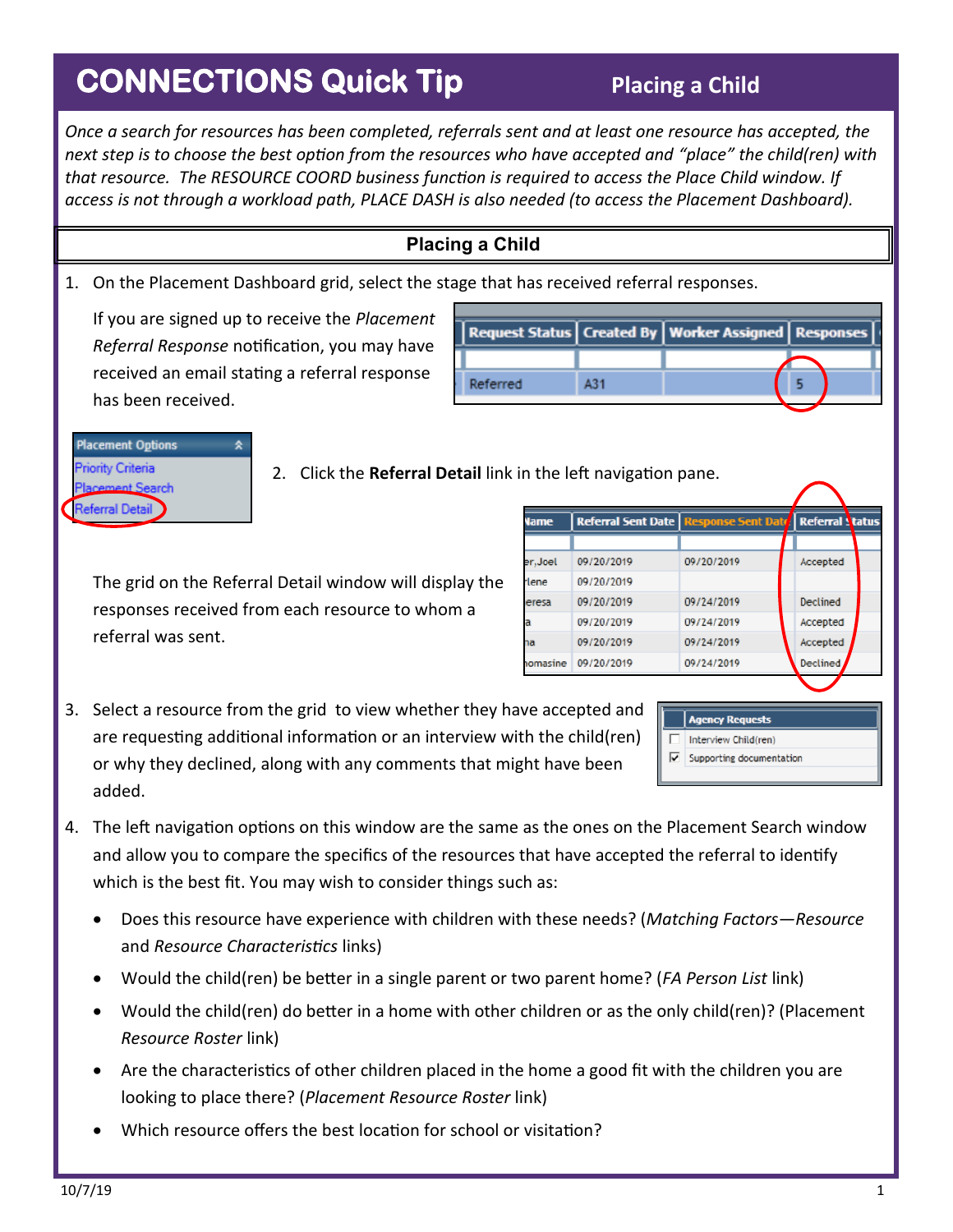# CONNECTIONS Quick Tip

## Placing a Child

*Once a search for resources has been completed, referrals sent and at least one resource has accepted, the next step is to choose the best option from the resources who have accepted and "place" the child(ren) with that resource. The RESOURCE COORD business function is required to access the Place Child window. If access is not through a workload path, PLACE DASH is also needed (to access the Placement Dashboard).*

## Placing a Child

1. On the Placement Dashboard grid, select the stage that has received referral responses.

   If you are signed up to receive the *Placement Referral Response* notification, you may have received an email stating a referral response has been received.

   | Request Status | Created By | Worker Assigned | Responses |
   |---|---|---|---|
   | Referred | A31 | | 5 |

   Placement Options
   - Priority Criteria
   - Placement Search
   - Referral Detail

2. Click the **Referral Detail** link in the left navigation pane.

   The grid on the Referral Detail window will display the responses received from each resource to whom a referral was sent.

   | Name | Referral Sent Date | Response Sent Date | Referral Status |
   |---|---|---|---|
   | er,Joel | 09/20/2019 | 09/20/2019 | Accepted |
   | lene | 09/20/2019 | | |
   | eresa | 09/20/2019 | 09/24/2019 | Declined |
   | a | 09/20/2019 | 09/24/2019 | Accepted |
   | na | 09/20/2019 | 09/24/2019 | Accepted |
   | homasine | 09/20/2019 | 09/24/2019 | Declined |

3. Select a resource from the grid to view whether they have accepted and are requesting additional information or an interview with the child(ren) or why they declined, along with any comments that might have been added.

   | Agency Requests |
   |---|
   | ☐ Interview Child(ren) |
   | ☑ Supporting documentation |

4. The left navigation options on this window are the same as the ones on the Placement Search window and allow you to compare the specifics of the resources that have accepted the referral to identify which is the best fit. You may wish to consider things such as:

   - Does this resource have experience with children with these needs? (*Matching Factors—Resource* and *Resource Characteristics* links)
   - Would the child(ren) be better in a single parent or two parent home? (*FA Person List* link)
   - Would the child(ren) do better in a home with other children or as the only child(ren)? (Placement *Resource Roster* link)
   - Are the characteristics of other children placed in the home a good fit with the children you are looking to place there? (*Placement Resource Roster* link)
   - Which resource offers the best location for school or visitation?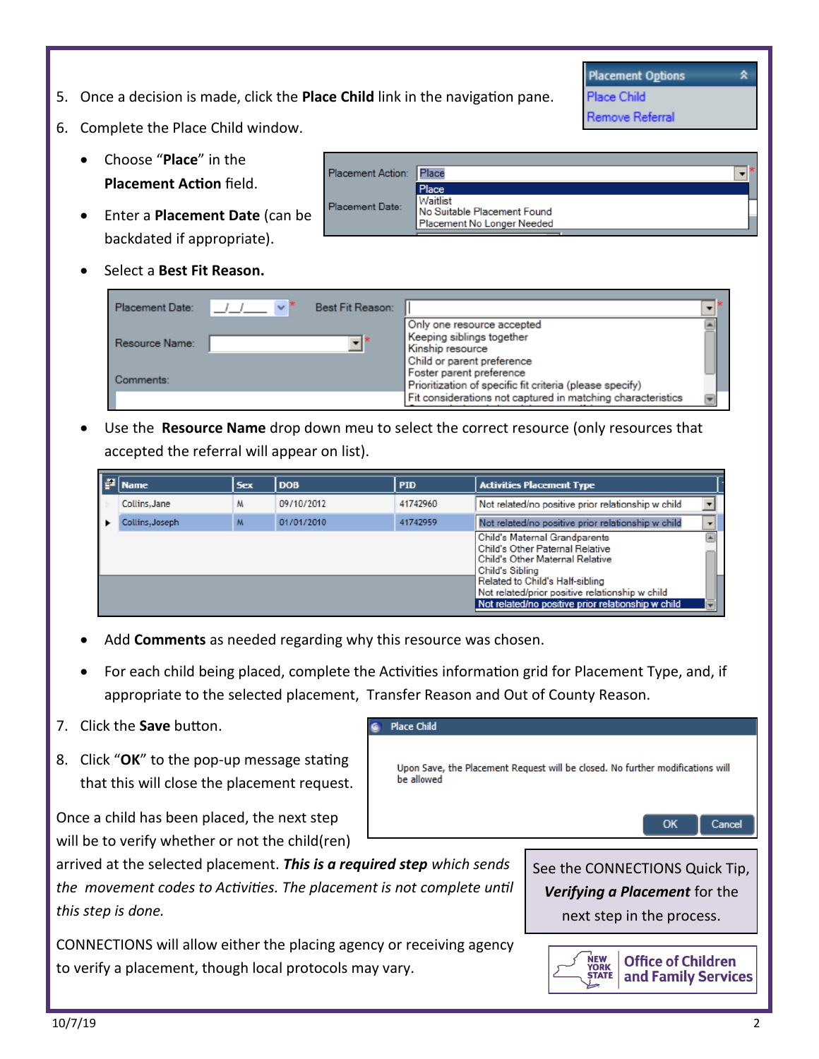5. Once a decision is made, click the **Place Child** link in the navigation pane.
6. Complete the Place Child window.
   - Choose "**Place**" in the **Placement Action** field.
   - Enter a **Placement Date** (can be backdated if appropriate).
   - Select a **Best Fit Reason.**
   - Use the **Resource Name** drop down meu to select the correct resource (only resources that accepted the referral will appear on list).
   - Add **Comments** as needed regarding why this resource was chosen.
   - For each child being placed, complete the Activities information grid for Placement Type, and, if appropriate to the selected placement, Transfer Reason and Out of County Reason.
7. Click the **Save** button.
8. Click "**OK**" to the pop-up message stating that this will close the placement request.

Once a child has been placed, the next step will be to verify whether or not the child(ren) arrived at the selected placement. ***This is a required step*** *which sends the movement codes to Activities. The placement is not complete until this step is done.*

CONNECTIONS will allow either the placing agency or receiving agency to verify a placement, though local protocols may vary.

See the CONNECTIONS Quick Tip, ***Verifying a Placement*** for the next step in the process.

NEW YORK STATE Office of Children and Family Services